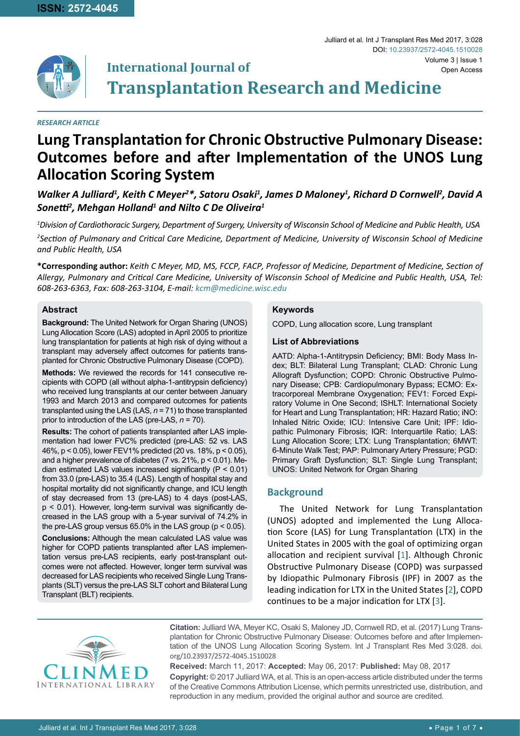ISSN: 2572-4045

Julliard et al. Int J Transplant Res Med 2017, 3:028

DOI: 10.23937/2572-4045.1510028

Volume 3 | Issue 1

Open Access

**International Journal of**

# Transplantation Research and Medicine

*RESEARCH ARTICLE*

# Lung Transplantation for Chronic Obstructive Pulmonary Disease: Outcomes before and after Implementation of the UNOS Lung Allocation Scoring System

***Walker A Julliard[1], Keith C Meyer[2]*, Satoru Osaki[1], James D Maloney[1], Richard D Cornwell[2], David A Sonetti[2], Mehgan Holland[1] and Nilto C De Oliveira[1]***

*[1]Division of Cardiothoracic Surgery, Department of Surgery, University of Wisconsin School of Medicine and Public Health, USA*

*[2]Section of Pulmonary and Critical Care Medicine, Department of Medicine, University of Wisconsin School of Medicine and Public Health, USA*

**\*Corresponding author:** *Keith C Meyer, MD, MS, FCCP, FACP, Professor of Medicine, Department of Medicine, Section of Allergy, Pulmonary and Critical Care Medicine, University of Wisconsin School of Medicine and Public Health, USA, Tel: 608-263-6363, Fax: 608-263-3104, E-mail: kcm@medicine.wisc.edu*

## Abstract

**Background:** The United Network for Organ Sharing (UNOS) Lung Allocation Score (LAS) adopted in April 2005 to prioritize lung transplantation for patients at high risk of dying without a transplant may adversely affect outcomes for patients transplanted for Chronic Obstructive Pulmonary Disease (COPD).

**Methods:** We reviewed the records for 141 consecutive recipients with COPD (all without alpha-1-antitrypsin deficiency) who received lung transplants at our center between January 1993 and March 2013 and compared outcomes for patients transplanted using the LAS (LAS, *n* = 71) to those transplanted prior to introduction of the LAS (pre-LAS, *n* = 70).

**Results:** The cohort of patients transplanted after LAS implementation had lower FVC% predicted (pre-LAS: 52 vs. LAS 46%, $p < 0.05$), lower FEV1% predicted (20 vs. 18%, $p < 0.05$), and a higher prevalence of diabetes (7 vs. 21%, $p < 0.01$). Median estimated LAS values increased significantly ($P < 0.01$) from 33.0 (pre-LAS) to 35.4 (LAS). Length of hospital stay and hospital mortality did not significantly change, and ICU length of stay decreased from 13 (pre-LAS) to 4 days (post-LAS, $p < 0.01$). However, long-term survival was significantly decreased in the LAS group with a 5-year survival of 74.2% in the pre-LAS group versus 65.0% in the LAS group ($p < 0.05$).

**Conclusions:** Although the mean calculated LAS value was higher for COPD patients transplanted after LAS implementation versus pre-LAS recipients, early post-transplant outcomes were not affected. However, longer term survival was decreased for LAS recipients who received Single Lung Transplants (SLT) versus the pre-LAS SLT cohort and Bilateral Lung Transplant (BLT) recipients.

## Keywords

COPD, Lung allocation score, Lung transplant

### List of Abbreviations

AATD: Alpha-1-Antitrypsin Deficiency; BMI: Body Mass Index; BLT: Bilateral Lung Transplant; CLAD: Chronic Lung Allograft Dysfunction; COPD: Chronic Obstructive Pulmonary Disease; CPB: Cardiopulmonary Bypass; ECMO: Extracorporeal Membrane Oxygenation; FEV1: Forced Expiratory Volume in One Second; ISHLT: International Society for Heart and Lung Transplantation; HR: Hazard Ratio; iNO: Inhaled Nitric Oxide; ICU: Intensive Care Unit; IPF: Idiopathic Pulmonary Fibrosis; IQR: Interquartile Ratio; LAS: Lung Allocation Score; LTX: Lung Transplantation; 6MWT: 6-Minute Walk Test; PAP: Pulmonary Artery Pressure; PGD: Primary Graft Dysfunction; SLT: Single Lung Transplant; UNOS: United Network for Organ Sharing

## Background

The United Network for Lung Transplantation (UNOS) adopted and implemented the Lung Allocation Score (LAS) for Lung Transplantation (LTX) in the United States in 2005 with the goal of optimizing organ allocation and recipient survival [1]. Although Chronic Obstructive Pulmonary Disease (COPD) was surpassed by Idiopathic Pulmonary Fibrosis (IPF) in 2007 as the leading indication for LTX in the United States [2], COPD continues to be a major indication for LTX [3].

**Citation:** Julliard WA, Meyer KC, Osaki S, Maloney JD, Cornwell RD, et al. (2017) Lung Transplantation for Chronic Obstructive Pulmonary Disease: Outcomes before and after Implementation of the UNOS Lung Allocation Scoring System. Int J Transplant Res Med 3:028. doi.org/10.23937/2572-4045.1510028

**Received:** March 11, 2017: **Accepted:** May 06, 2017: **Published:** May 08, 2017

**Copyright:** © 2017 Julliard WA, et al. This is an open-access article distributed under the terms of the Creative Commons Attribution License, which permits unrestricted use, distribution, and reproduction in any medium, provided the original author and source are credited.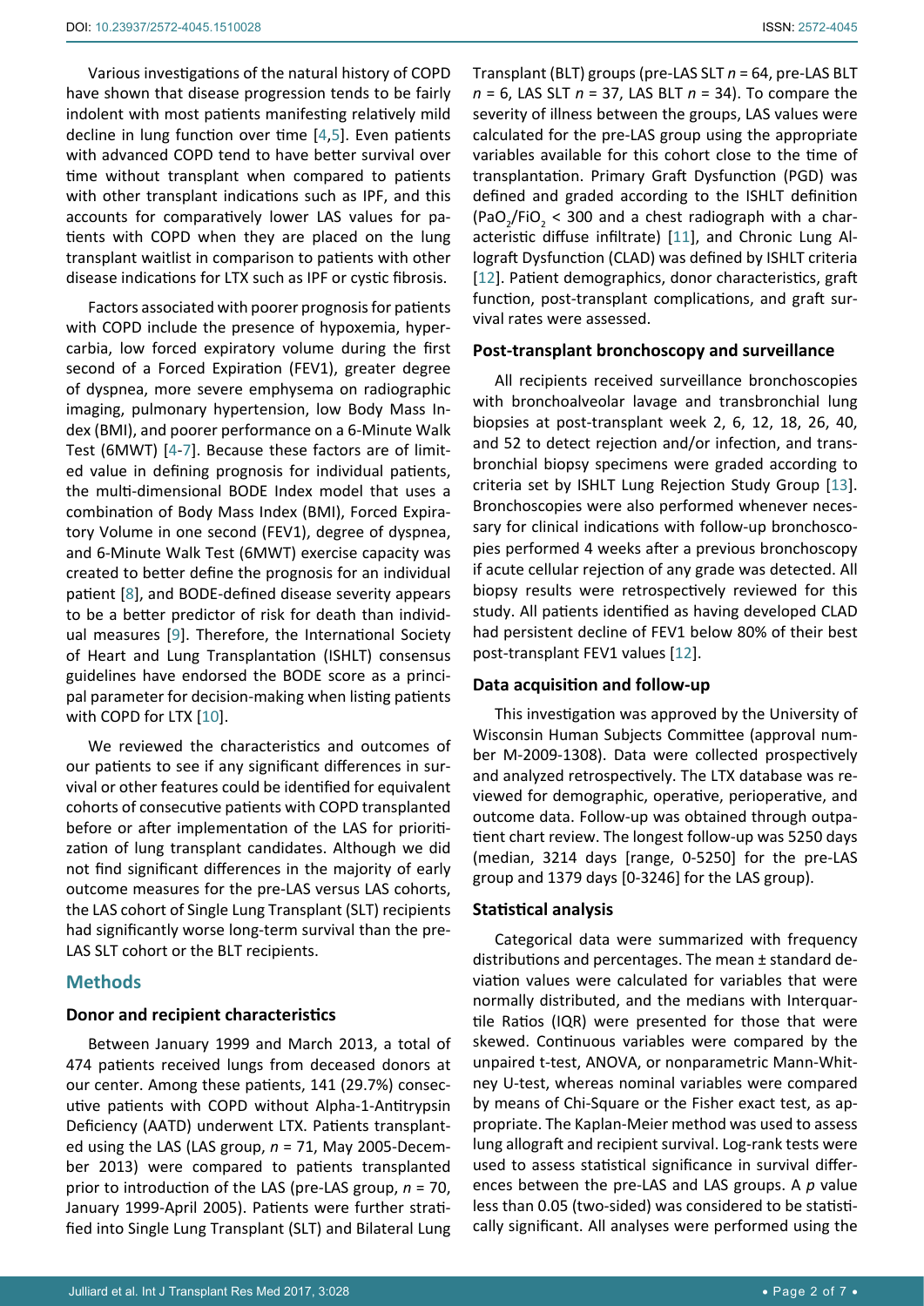Various investigations of the natural history of COPD have shown that disease progression tends to be fairly indolent with most patients manifesting relatively mild decline in lung function over time [4,5]. Even patients with advanced COPD tend to have better survival over time without transplant when compared to patients with other transplant indications such as IPF, and this accounts for comparatively lower LAS values for patients with COPD when they are placed on the lung transplant waitlist in comparison to patients with other disease indications for LTX such as IPF or cystic fibrosis.

Factors associated with poorer prognosis for patients with COPD include the presence of hypoxemia, hypercarbia, low forced expiratory volume during the first second of a Forced Expiration (FEV1), greater degree of dyspnea, more severe emphysema on radiographic imaging, pulmonary hypertension, low Body Mass Index (BMI), and poorer performance on a 6-Minute Walk Test (6MWT) [4-7]. Because these factors are of limited value in defining prognosis for individual patients, the multi-dimensional BODE Index model that uses a combination of Body Mass Index (BMI), Forced Expiratory Volume in one second (FEV1), degree of dyspnea, and 6-Minute Walk Test (6MWT) exercise capacity was created to better define the prognosis for an individual patient [8], and BODE-defined disease severity appears to be a better predictor of risk for death than individual measures [9]. Therefore, the International Society of Heart and Lung Transplantation (ISHLT) consensus guidelines have endorsed the BODE score as a principal parameter for decision-making when listing patients with COPD for LTX [10].

We reviewed the characteristics and outcomes of our patients to see if any significant differences in survival or other features could be identified for equivalent cohorts of consecutive patients with COPD transplanted before or after implementation of the LAS for prioritization of lung transplant candidates. Although we did not find significant differences in the majority of early outcome measures for the pre-LAS versus LAS cohorts, the LAS cohort of Single Lung Transplant (SLT) recipients had significantly worse long-term survival than the pre-LAS SLT cohort or the BLT recipients.

## Methods

### Donor and recipient characteristics

Between January 1999 and March 2013, a total of 474 patients received lungs from deceased donors at our center. Among these patients, 141 (29.7%) consecutive patients with COPD without Alpha-1-Antitrypsin Deficiency (AATD) underwent LTX. Patients transplanted using the LAS (LAS group, *n* = 71, May 2005-December 2013) were compared to patients transplanted prior to introduction of the LAS (pre-LAS group, *n* = 70, January 1999-April 2005). Patients were further stratified into Single Lung Transplant (SLT) and Bilateral Lung Transplant (BLT) groups (pre-LAS SLT *n* = 64, pre-LAS BLT *n* = 6, LAS SLT *n* = 37, LAS BLT *n* = 34). To compare the severity of illness between the groups, LAS values were calculated for the pre-LAS group using the appropriate variables available for this cohort close to the time of transplantation. Primary Graft Dysfunction (PGD) was defined and graded according to the ISHLT definition ($PaO_2/FiO_2$ < 300 and a chest radiograph with a characteristic diffuse infiltrate) [11], and Chronic Lung Allograft Dysfunction (CLAD) was defined by ISHLT criteria [12]. Patient demographics, donor characteristics, graft function, post-transplant complications, and graft survival rates were assessed.

### Post-transplant bronchoscopy and surveillance

All recipients received surveillance bronchoscopies with bronchoalveolar lavage and transbronchial lung biopsies at post-transplant week 2, 6, 12, 18, 26, 40, and 52 to detect rejection and/or infection, and transbronchial biopsy specimens were graded according to criteria set by ISHLT Lung Rejection Study Group [13]. Bronchoscopies were also performed whenever necessary for clinical indications with follow-up bronchoscopies performed 4 weeks after a previous bronchoscopy if acute cellular rejection of any grade was detected. All biopsy results were retrospectively reviewed for this study. All patients identified as having developed CLAD had persistent decline of FEV1 below 80% of their best post-transplant FEV1 values [12].

### Data acquisition and follow-up

This investigation was approved by the University of Wisconsin Human Subjects Committee (approval number M-2009-1308). Data were collected prospectively and analyzed retrospectively. The LTX database was reviewed for demographic, operative, perioperative, and outcome data. Follow-up was obtained through outpatient chart review. The longest follow-up was 5250 days (median, 3214 days [range, 0-5250] for the pre-LAS group and 1379 days [0-3246] for the LAS group).

### Statistical analysis

Categorical data were summarized with frequency distributions and percentages. The mean ± standard deviation values were calculated for variables that were normally distributed, and the medians with Interquartile Ratios (IQR) were presented for those that were skewed. Continuous variables were compared by the unpaired t-test, ANOVA, or nonparametric Mann-Whitney U-test, whereas nominal variables were compared by means of Chi-Square or the Fisher exact test, as appropriate. The Kaplan-Meier method was used to assess lung allograft and recipient survival. Log-rank tests were used to assess statistical significance in survival differences between the pre-LAS and LAS groups. A *p* value less than 0.05 (two-sided) was considered to be statistically significant. All analyses were performed using the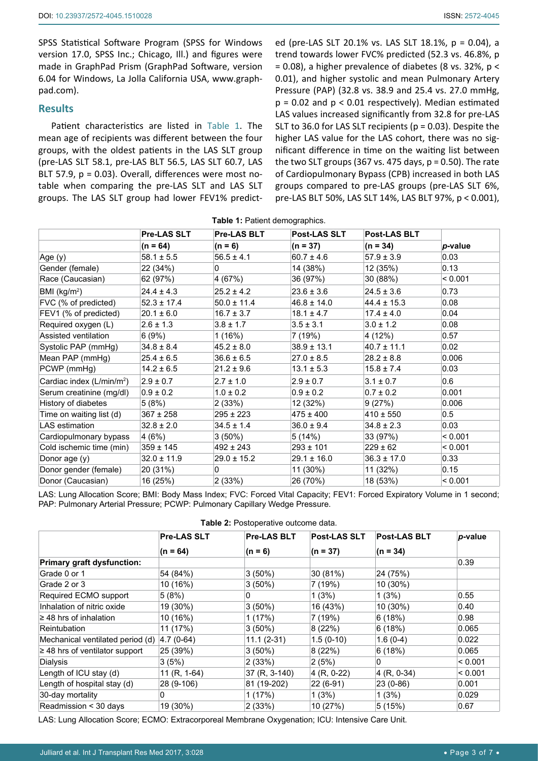SPSS Statistical Software Program (SPSS for Windows version 17.0, SPSS Inc.; Chicago, Ill.) and figures were made in GraphPad Prism (GraphPad Software, version 6.04 for Windows, La Jolla California USA, www.graphpad.com).

## Results

Patient characteristics are listed in Table 1. The mean age of recipients was different between the four groups, with the oldest patients in the LAS SLT group (pre-LAS SLT 58.1, pre-LAS BLT 56.5, LAS SLT 60.7, LAS BLT 57.9, p = 0.03). Overall, differences were most notable when comparing the pre-LAS SLT and LAS SLT groups. The LAS SLT group had lower FEV1% predicted (pre-LAS SLT 20.1% vs. LAS SLT 18.1%, p = 0.04), a trend towards lower FVC% predicted (52.3 vs. 46.8%, p = 0.08), a higher prevalence of diabetes (8 vs. 32%, p < 0.01), and higher systolic and mean Pulmonary Artery Pressure (PAP) (32.8 vs. 38.9 and 25.4 vs. 27.0 mmHg, p = 0.02 and p < 0.01 respectively). Median estimated LAS values increased significantly from 32.8 for pre-LAS SLT to 36.0 for LAS SLT recipients (p = 0.03). Despite the higher LAS value for the LAS cohort, there was no significant difference in time on the waiting list between the two SLT groups (367 vs. 475 days, p = 0.50). The rate of Cardiopulmonary Bypass (CPB) increased in both LAS groups compared to pre-LAS groups (pre-LAS SLT 6%, pre-LAS BLT 50%, LAS SLT 14%, LAS BLT 97%, p < 0.001),

**Table 1:** Patient demographics.

| | Pre-LAS SLT (n = 64) | Pre-LAS BLT (n = 6) | Post-LAS SLT (n = 37) | Post-LAS BLT (n = 34) | *p*-value |
|---|---|---|---|---|---|
| Age (y) | 58.1 ± 5.5 | 56.5 ± 4.1 | 60.7 ± 4.6 | 57.9 ± 3.9 | 0.03 |
| Gender (female) | 22 (34%) | 0 | 14 (38%) | 12 (35%) | 0.13 |
| Race (Caucasian) | 62 (97%) | 4 (67%) | 36 (97%) | 30 (88%) | < 0.001 |
| BMI ($kg/m^2$) | 24.4 ± 4.3 | 25.2 ± 4.2 | 23.6 ± 3.6 | 24.5 ± 3.6 | 0.73 |
| FVC (% of predicted) | 52.3 ± 17.4 | 50.0 ± 11.4 | 46.8 ± 14.0 | 44.4 ± 15.3 | 0.08 |
| FEV1 (% of predicted) | 20.1 ± 6.0 | 16.7 ± 3.7 | 18.1 ± 4.7 | 17.4 ± 4.0 | 0.04 |
| Required oxygen (L) | 2.6 ± 1.3 | 3.8 ± 1.7 | 3.5 ± 3.1 | 3.0 ± 1.2 | 0.08 |
| Assisted ventilation | 6 (9%) | 1 (16%) | 7 (19%) | 4 (12%) | 0.57 |
| Systolic PAP (mmHg) | 34.8 ± 8.4 | 45.2 ± 8.0 | 38.9 ± 13.1 | 40.7 ± 11.1 | 0.02 |
| Mean PAP (mmHg) | 25.4 ± 6.5 | 36.6 ± 6.5 | 27.0 ± 8.5 | 28.2 ± 8.8 | 0.006 |
| PCWP (mmHg) | 14.2 ± 6.5 | 21.2 ± 9.6 | 13.1 ± 5.3 | 15.8 ± 7.4 | 0.03 |
| Cardiac index ($L/min/m^2$) | 2.9 ± 0.7 | 2.7 ± 1.0 | 2.9 ± 0.7 | 3.1 ± 0.7 | 0.6 |
| Serum creatinine (mg/dl) | 0.9 ± 0.2 | 1.0 ± 0.2 | 0.9 ± 0.2 | 0.7 ± 0.2 | 0.001 |
| History of diabetes | 5 (8%) | 2 (33%) | 12 (32%) | 9 (27%) | 0.006 |
| Time on waiting list (d) | 367 ± 258 | 295 ± 223 | 475 ± 400 | 410 ± 550 | 0.5 |
| LAS estimation | 32.8 ± 2.0 | 34.5 ± 1.4 | 36.0 ± 9.4 | 34.8 ± 2.3 | 0.03 |
| Cardiopulmonary bypass | 4 (6%) | 3 (50%) | 5 (14%) | 33 (97%) | < 0.001 |
| Cold ischemic time (min) | 359 ± 145 | 492 ± 243 | 293 ± 101 | 229 ± 62 | < 0.001 |
| Donor age (y) | 32.0 ± 11.9 | 29.0 ± 15.2 | 29.1 ± 16.0 | 36.3 ± 17.0 | 0.33 |
| Donor gender (female) | 20 (31%) | 0 | 11 (30%) | 11 (32%) | 0.15 |
| Donor (Caucasian) | 16 (25%) | 2 (33%) | 26 (70%) | 18 (53%) | < 0.001 |

LAS: Lung Allocation Score; BMI: Body Mass Index; FVC: Forced Vital Capacity; FEV1: Forced Expiratory Volume in 1 second; PAP: Pulmonary Arterial Pressure; PCWP: Pulmonary Capillary Wedge Pressure.

**Table 2:** Postoperative outcome data.

| | Pre-LAS SLT (n = 64) | Pre-LAS BLT (n = 6) | Post-LAS SLT (n = 37) | Post-LAS BLT (n = 34) | *p*-value |
|---|---|---|---|---|---|
| **Primary graft dysfunction:** | | | | | 0.39 |
| Grade 0 or 1 | 54 (84%) | 3 (50%) | 30 (81%) | 24 (75%) | |
| Grade 2 or 3 | 10 (16%) | 3 (50%) | 7 (19%) | 10 (30%) | |
| Required ECMO support | 5 (8%) | 0 | 1 (3%) | 1 (3%) | 0.55 |
| Inhalation of nitric oxide | 19 (30%) | 3 (50%) | 16 (43%) | 10 (30%) | 0.40 |
| ≥ 48 hrs of inhalation | 10 (16%) | 1 (17%) | 7 (19%) | 6 (18%) | 0.98 |
| Reintubation | 11 (17%) | 3 (50%) | 8 (22%) | 6 (18%) | 0.065 |
| Mechanical ventilated period (d) | 4.7 (0-64) | 11.1 (2-31) | 1.5 (0-10) | 1.6 (0-4) | 0.022 |
| ≥ 48 hrs of ventilator support | 25 (39%) | 3 (50%) | 8 (22%) | 6 (18%) | 0.065 |
| Dialysis | 3 (5%) | 2 (33%) | 2 (5%) | 0 | < 0.001 |
| Length of ICU stay (d) | 11 (R, 1-64) | 37 (R, 3-140) | 4 (R, 0-22) | 4 (R, 0-34) | < 0.001 |
| Length of hospital stay (d) | 28 (9-106) | 81 (19-202) | 22 (6-91) | 23 (0-86) | 0.001 |
| 30-day mortality | 0 | 1 (17%) | 1 (3%) | 1 (3%) | 0.029 |
| Readmission < 30 days | 19 (30%) | 2 (33%) | 10 (27%) | 5 (15%) | 0.67 |

LAS: Lung Allocation Score; ECMO: Extracorporeal Membrane Oxygenation; ICU: Intensive Care Unit.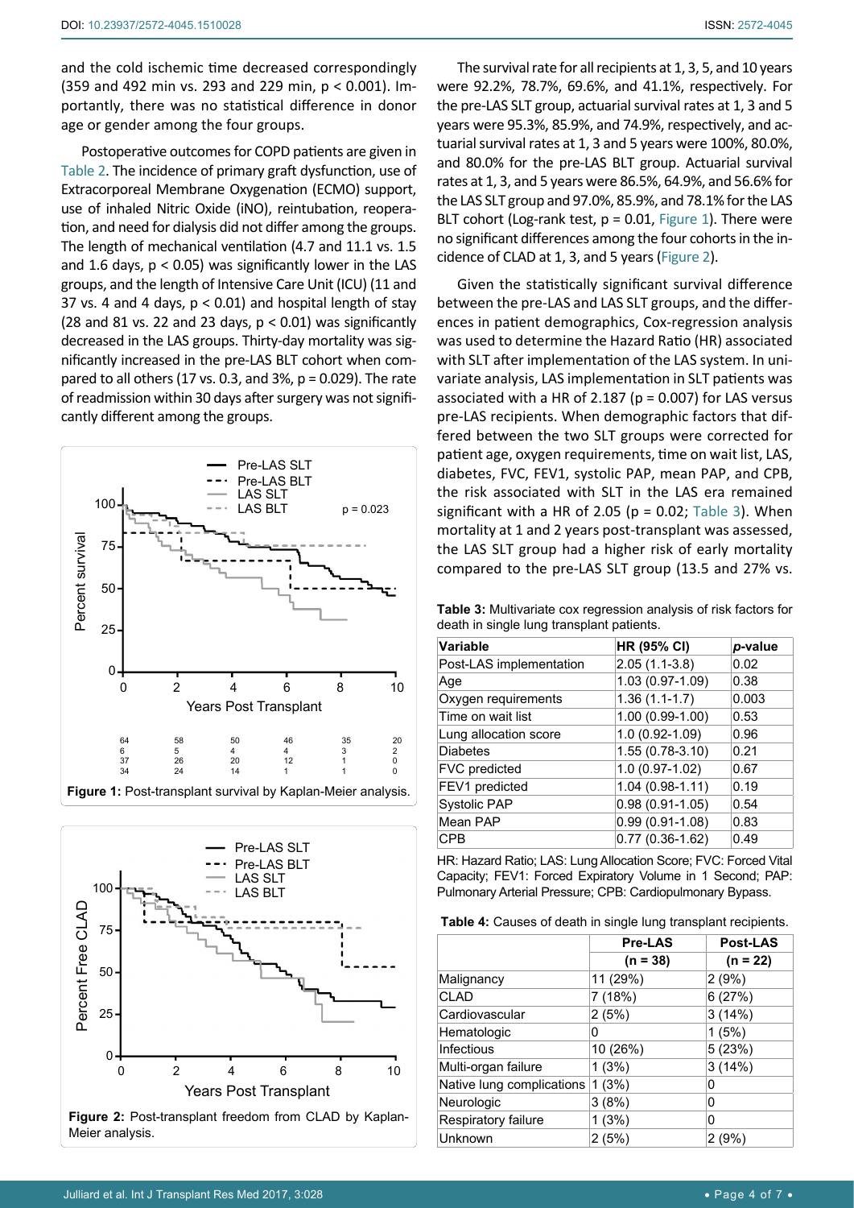and the cold ischemic time decreased correspondingly (359 and 492 min vs. 293 and 229 min, $p < 0.001$). Importantly, there was no statistical difference in donor age or gender among the four groups.

Postoperative outcomes for COPD patients are given in Table 2. The incidence of primary graft dysfunction, use of Extracorporeal Membrane Oxygenation (ECMO) support, use of inhaled Nitric Oxide (iNO), reintubation, reoperation, and need for dialysis did not differ among the groups. The length of mechanical ventilation (4.7 and 11.1 vs. 1.5 and 1.6 days, $p < 0.05$) was significantly lower in the LAS groups, and the length of Intensive Care Unit (ICU) (11 and 37 vs. 4 and 4 days, $p < 0.01$) and hospital length of stay (28 and 81 vs. 22 and 23 days, $p < 0.01$) was significantly decreased in the LAS groups. Thirty-day mortality was significantly increased in the pre-LAS BLT cohort when compared to all others (17 vs. 0.3, and 3%, $p = 0.029$). The rate of readmission within 30 days after surgery was not significantly different among the groups.

Figure 1: Post-transplant survival by Kaplan-Meier analysis.

Figure 2: Post-transplant freedom from CLAD by Kaplan-Meier analysis.

The survival rate for all recipients at 1, 3, 5, and 10 years were 92.2%, 78.7%, 69.6%, and 41.1%, respectively. For the pre-LAS SLT group, actuarial survival rates at 1, 3 and 5 years were 95.3%, 85.9%, and 74.9%, respectively, and actuarial survival rates at 1, 3 and 5 years were 100%, 80.0%, and 80.0% for the pre-LAS BLT group. Actuarial survival rates at 1, 3, and 5 years were 86.5%, 64.9%, and 56.6% for the LAS SLT group and 97.0%, 85.9%, and 78.1% for the LAS BLT cohort (Log-rank test, $p = 0.01$, Figure 1). There were no significant differences among the four cohorts in the incidence of CLAD at 1, 3, and 5 years (Figure 2).

Given the statistically significant survival difference between the pre-LAS and LAS SLT groups, and the differences in patient demographics, Cox-regression analysis was used to determine the Hazard Ratio (HR) associated with SLT after implementation of the LAS system. In univariate analysis, LAS implementation in SLT patients was associated with a HR of 2.187 ($p = 0.007$) for LAS versus pre-LAS recipients. When demographic factors that differed between the two SLT groups were corrected for patient age, oxygen requirements, time on wait list, LAS, diabetes, FVC, FEV1, systolic PAP, mean PAP, and CPB, the risk associated with SLT in the LAS era remained significant with a HR of 2.05 ($p = 0.02$; Table 3). When mortality at 1 and 2 years post-transplant was assessed, the LAS SLT group had a higher risk of early mortality compared to the pre-LAS SLT group (13.5 and 27% vs.

**Table 3:** Multivariate cox regression analysis of risk factors for death in single lung transplant patients.

| Variable | HR (95% CI) | *p*-value |
|---|---|---|
| Post-LAS implementation | 2.05 (1.1-3.8) | 0.02 |
| Age | 1.03 (0.97-1.09) | 0.38 |
| Oxygen requirements | 1.36 (1.1-1.7) | 0.003 |
| Time on wait list | 1.00 (0.99-1.00) | 0.53 |
| Lung allocation score | 1.0 (0.92-1.09) | 0.96 |
| Diabetes | 1.55 (0.78-3.10) | 0.21 |
| FVC predicted | 1.0 (0.97-1.02) | 0.67 |
| FEV1 predicted | 1.04 (0.98-1.11) | 0.19 |
| Systolic PAP | 0.98 (0.91-1.05) | 0.54 |
| Mean PAP | 0.99 (0.91-1.08) | 0.83 |
| CPB | 0.77 (0.36-1.62) | 0.49 |

HR: Hazard Ratio; LAS: Lung Allocation Score; FVC: Forced Vital Capacity; FEV1: Forced Expiratory Volume in 1 Second; PAP: Pulmonary Arterial Pressure; CPB: Cardiopulmonary Bypass.

**Table 4:** Causes of death in single lung transplant recipients.

| | Pre-LAS (n = 38) | Post-LAS (n = 22) |
|---|---|---|
| Malignancy | 11 (29%) | 2 (9%) |
| CLAD | 7 (18%) | 6 (27%) |
| Cardiovascular | 2 (5%) | 3 (14%) |
| Hematologic | 0 | 1 (5%) |
| Infectious | 10 (26%) | 5 (23%) |
| Multi-organ failure | 1 (3%) | 3 (14%) |
| Native lung complications | 1 (3%) | 0 |
| Neurologic | 3 (8%) | 0 |
| Respiratory failure | 1 (3%) | 0 |
| Unknown | 2 (5%) | 2 (9%) |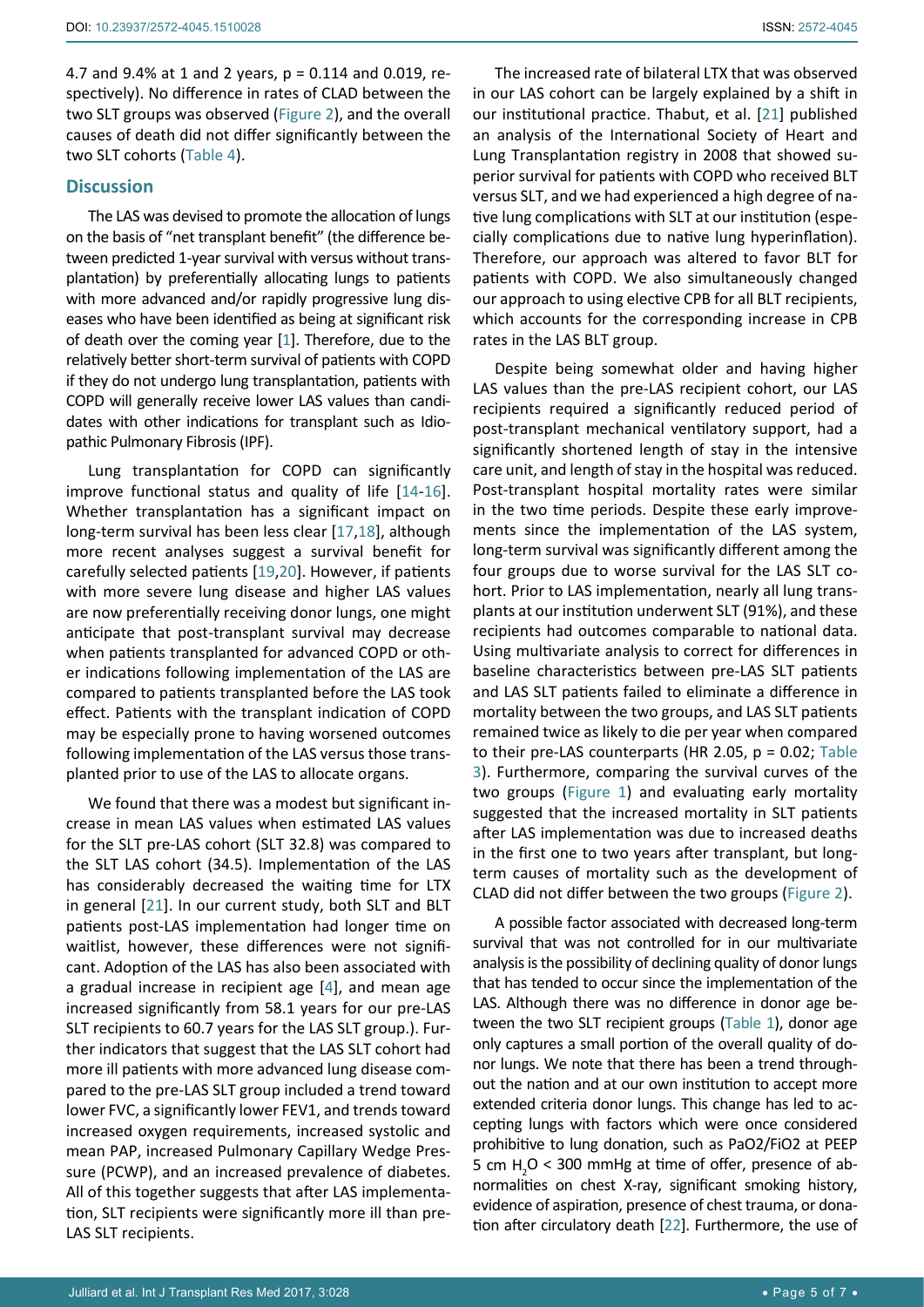4.7 and 9.4% at 1 and 2 years, p = 0.114 and 0.019, respectively). No difference in rates of CLAD between the two SLT groups was observed (Figure 2), and the overall causes of death did not differ significantly between the two SLT cohorts (Table 4).

## Discussion

The LAS was devised to promote the allocation of lungs on the basis of "net transplant benefit" (the difference between predicted 1-year survival with versus without transplantation) by preferentially allocating lungs to patients with more advanced and/or rapidly progressive lung diseases who have been identified as being at significant risk of death over the coming year [1]. Therefore, due to the relatively better short-term survival of patients with COPD if they do not undergo lung transplantation, patients with COPD will generally receive lower LAS values than candidates with other indications for transplant such as Idiopathic Pulmonary Fibrosis (IPF).

Lung transplantation for COPD can significantly improve functional status and quality of life [14-16]. Whether transplantation has a significant impact on long-term survival has been less clear [17,18], although more recent analyses suggest a survival benefit for carefully selected patients [19,20]. However, if patients with more severe lung disease and higher LAS values are now preferentially receiving donor lungs, one might anticipate that post-transplant survival may decrease when patients transplanted for advanced COPD or other indications following implementation of the LAS are compared to patients transplanted before the LAS took effect. Patients with the transplant indication of COPD may be especially prone to having worsened outcomes following implementation of the LAS versus those transplanted prior to use of the LAS to allocate organs.

We found that there was a modest but significant increase in mean LAS values when estimated LAS values for the SLT pre-LAS cohort (SLT 32.8) was compared to the SLT LAS cohort (34.5). Implementation of the LAS has considerably decreased the waiting time for LTX in general [21]. In our current study, both SLT and BLT patients post-LAS implementation had longer time on waitlist, however, these differences were not significant. Adoption of the LAS has also been associated with a gradual increase in recipient age [4], and mean age increased significantly from 58.1 years for our pre-LAS SLT recipients to 60.7 years for the LAS SLT group.). Further indicators that suggest that the LAS SLT cohort had more ill patients with more advanced lung disease compared to the pre-LAS SLT group included a trend toward lower FVC, a significantly lower FEV1, and trends toward increased oxygen requirements, increased systolic and mean PAP, increased Pulmonary Capillary Wedge Pressure (PCWP), and an increased prevalence of diabetes. All of this together suggests that after LAS implementation, SLT recipients were significantly more ill than pre-LAS SLT recipients.

The increased rate of bilateral LTX that was observed in our LAS cohort can be largely explained by a shift in our institutional practice. Thabut, et al. [21] published an analysis of the International Society of Heart and Lung Transplantation registry in 2008 that showed superior survival for patients with COPD who received BLT versus SLT, and we had experienced a high degree of native lung complications with SLT at our institution (especially complications due to native lung hyperinflation). Therefore, our approach was altered to favor BLT for patients with COPD. We also simultaneously changed our approach to using elective CPB for all BLT recipients, which accounts for the corresponding increase in CPB rates in the LAS BLT group.

Despite being somewhat older and having higher LAS values than the pre-LAS recipient cohort, our LAS recipients required a significantly reduced period of post-transplant mechanical ventilatory support, had a significantly shortened length of stay in the intensive care unit, and length of stay in the hospital was reduced. Post-transplant hospital mortality rates were similar in the two time periods. Despite these early improvements since the implementation of the LAS system, long-term survival was significantly different among the four groups due to worse survival for the LAS SLT cohort. Prior to LAS implementation, nearly all lung transplants at our institution underwent SLT (91%), and these recipients had outcomes comparable to national data. Using multivariate analysis to correct for differences in baseline characteristics between pre-LAS SLT patients and LAS SLT patients failed to eliminate a difference in mortality between the two groups, and LAS SLT patients remained twice as likely to die per year when compared to their pre-LAS counterparts (HR 2.05, p = 0.02; Table 3). Furthermore, comparing the survival curves of the two groups (Figure 1) and evaluating early mortality suggested that the increased mortality in SLT patients after LAS implementation was due to increased deaths in the first one to two years after transplant, but long-term causes of mortality such as the development of CLAD did not differ between the two groups (Figure 2).

A possible factor associated with decreased long-term survival that was not controlled for in our multivariate analysis is the possibility of declining quality of donor lungs that has tended to occur since the implementation of the LAS. Although there was no difference in donor age between the two SLT recipient groups (Table 1), donor age only captures a small portion of the overall quality of donor lungs. We note that there has been a trend throughout the nation and at our own institution to accept more extended criteria donor lungs. This change has led to accepting lungs with factors which were once considered prohibitive to lung donation, such as PaO2/FiO2 at PEEP 5 cm $H_2O$ < 300 mmHg at time of offer, presence of abnormalities on chest X-ray, significant smoking history, evidence of aspiration, presence of chest trauma, or donation after circulatory death [22]. Furthermore, the use of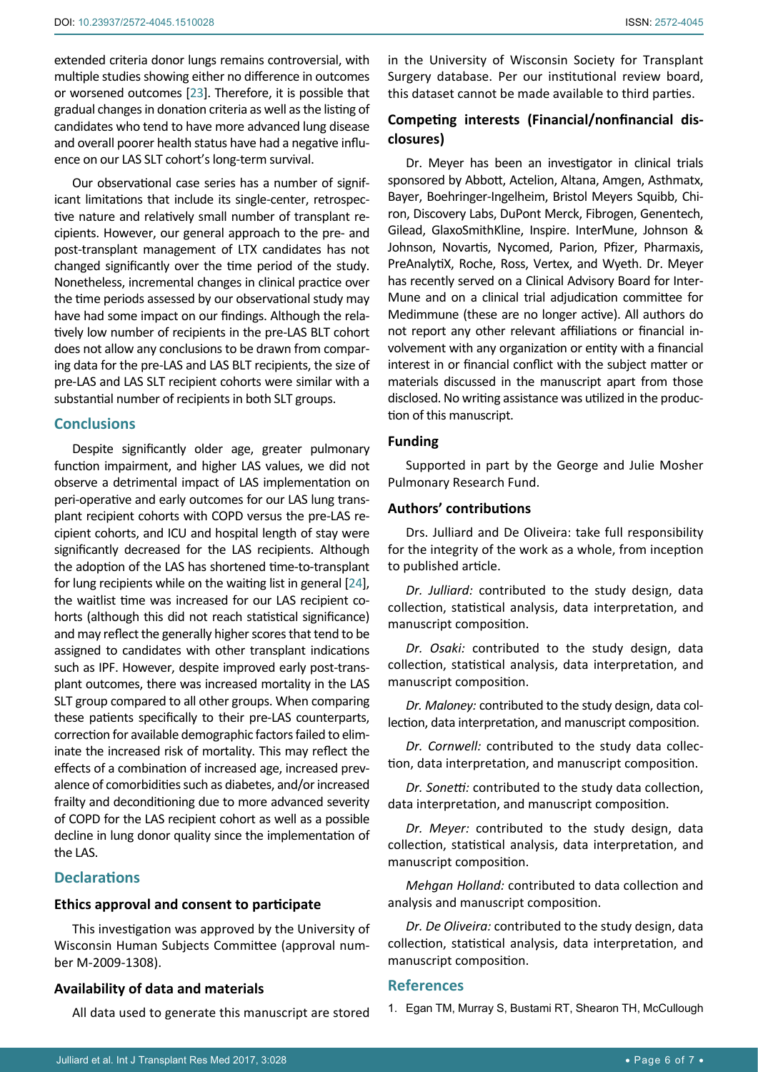extended criteria donor lungs remains controversial, with multiple studies showing either no difference in outcomes or worsened outcomes [23]. Therefore, it is possible that gradual changes in donation criteria as well as the listing of candidates who tend to have more advanced lung disease and overall poorer health status have had a negative influence on our LAS SLT cohort's long-term survival.

Our observational case series has a number of significant limitations that include its single-center, retrospective nature and relatively small number of transplant recipients. However, our general approach to the pre- and post-transplant management of LTX candidates has not changed significantly over the time period of the study. Nonetheless, incremental changes in clinical practice over the time periods assessed by our observational study may have had some impact on our findings. Although the relatively low number of recipients in the pre-LAS BLT cohort does not allow any conclusions to be drawn from comparing data for the pre-LAS and LAS BLT recipients, the size of pre-LAS and LAS SLT recipient cohorts were similar with a substantial number of recipients in both SLT groups.

## Conclusions

Despite significantly older age, greater pulmonary function impairment, and higher LAS values, we did not observe a detrimental impact of LAS implementation on peri-operative and early outcomes for our LAS lung transplant recipient cohorts with COPD versus the pre-LAS recipient cohorts, and ICU and hospital length of stay were significantly decreased for the LAS recipients. Although the adoption of the LAS has shortened time-to-transplant for lung recipients while on the waiting list in general [24], the waitlist time was increased for our LAS recipient cohorts (although this did not reach statistical significance) and may reflect the generally higher scores that tend to be assigned to candidates with other transplant indications such as IPF. However, despite improved early post-transplant outcomes, there was increased mortality in the LAS SLT group compared to all other groups. When comparing these patients specifically to their pre-LAS counterparts, correction for available demographic factors failed to eliminate the increased risk of mortality. This may reflect the effects of a combination of increased age, increased prevalence of comorbidities such as diabetes, and/or increased frailty and deconditioning due to more advanced severity of COPD for the LAS recipient cohort as well as a possible decline in lung donor quality since the implementation of the LAS.

## Declarations

### Ethics approval and consent to participate

This investigation was approved by the University of Wisconsin Human Subjects Committee (approval number M-2009-1308).

### Availability of data and materials

All data used to generate this manuscript are stored in the University of Wisconsin Society for Transplant Surgery database. Per our institutional review board, this dataset cannot be made available to third parties.

### Competing interests (Financial/nonfinancial disclosures)

Dr. Meyer has been an investigator in clinical trials sponsored by Abbott, Actelion, Altana, Amgen, Asthmatx, Bayer, Boehringer-Ingelheim, Bristol Meyers Squibb, Chiron, Discovery Labs, DuPont Merck, Fibrogen, Genentech, Gilead, GlaxoSmithKline, Inspire. InterMune, Johnson & Johnson, Novartis, Nycomed, Parion, Pfizer, Pharmaxis, PreAnalytiX, Roche, Ross, Vertex, and Wyeth. Dr. Meyer has recently served on a Clinical Advisory Board for InterMune and on a clinical trial adjudication committee for Medimmune (these are no longer active). All authors do not report any other relevant affiliations or financial involvement with any organization or entity with a financial interest in or financial conflict with the subject matter or materials discussed in the manuscript apart from those disclosed. No writing assistance was utilized in the production of this manuscript.

### Funding

Supported in part by the George and Julie Mosher Pulmonary Research Fund.

### Authors' contributions

Drs. Julliard and De Oliveira: take full responsibility for the integrity of the work as a whole, from inception to published article.

*Dr. Julliard:* contributed to the study design, data collection, statistical analysis, data interpretation, and manuscript composition.

*Dr. Osaki:* contributed to the study design, data collection, statistical analysis, data interpretation, and manuscript composition.

*Dr. Maloney:* contributed to the study design, data collection, data interpretation, and manuscript composition.

*Dr. Cornwell:* contributed to the study data collection, data interpretation, and manuscript composition.

*Dr. Sonetti:* contributed to the study data collection, data interpretation, and manuscript composition.

*Dr. Meyer:* contributed to the study design, data collection, statistical analysis, data interpretation, and manuscript composition.

*Mehgan Holland:* contributed to data collection and analysis and manuscript composition.

*Dr. De Oliveira:* contributed to the study design, data collection, statistical analysis, data interpretation, and manuscript composition.

## References

1. Egan TM, Murray S, Bustami RT, Shearon TH, McCullough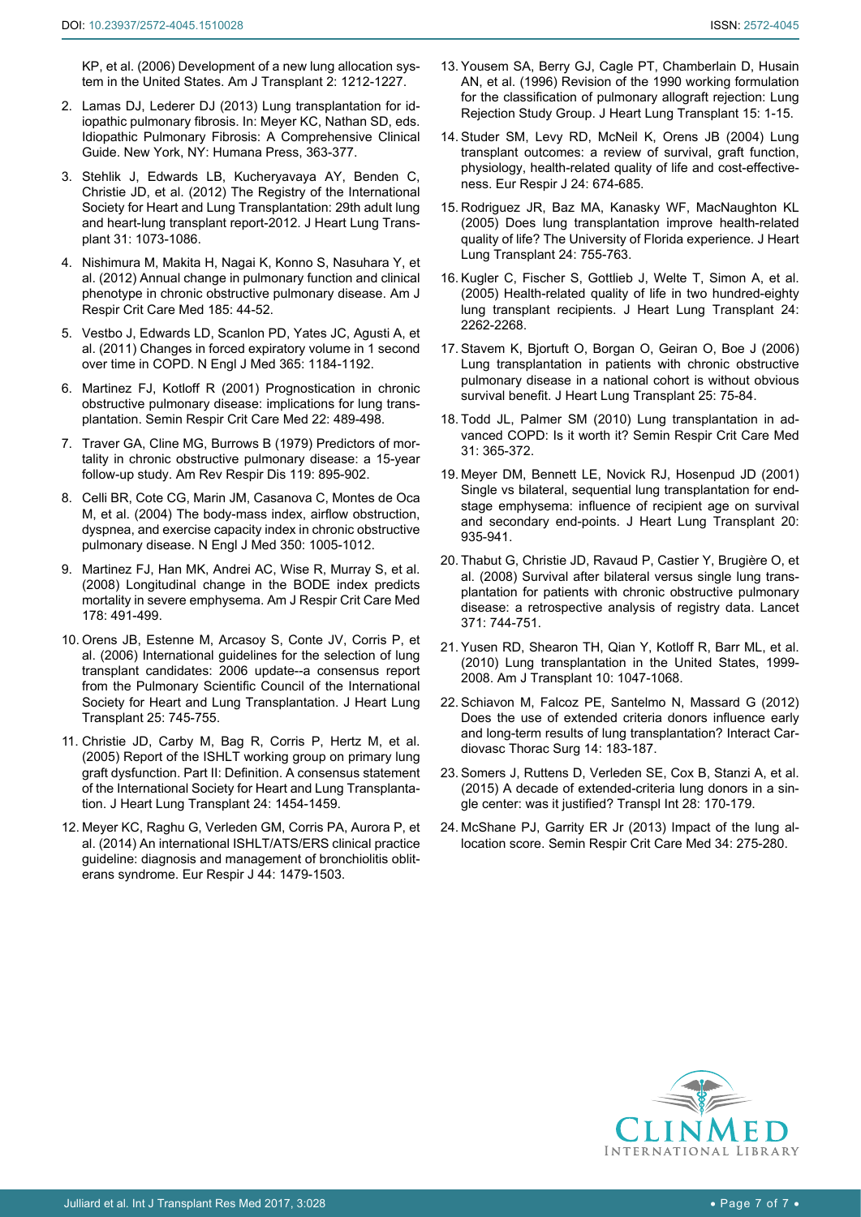KP, et al. (2006) Development of a new lung allocation system in the United States. Am J Transplant 2: 1212-1227.

2. Lamas DJ, Lederer DJ (2013) Lung transplantation for idiopathic pulmonary fibrosis. In: Meyer KC, Nathan SD, eds. Idiopathic Pulmonary Fibrosis: A Comprehensive Clinical Guide. New York, NY: Humana Press, 363-377.
3. Stehlik J, Edwards LB, Kucheryavaya AY, Benden C, Christie JD, et al. (2012) The Registry of the International Society for Heart and Lung Transplantation: 29th adult lung and heart-lung transplant report-2012. J Heart Lung Transplant 31: 1073-1086.
4. Nishimura M, Makita H, Nagai K, Konno S, Nasuhara Y, et al. (2012) Annual change in pulmonary function and clinical phenotype in chronic obstructive pulmonary disease. Am J Respir Crit Care Med 185: 44-52.
5. Vestbo J, Edwards LD, Scanlon PD, Yates JC, Agusti A, et al. (2011) Changes in forced expiratory volume in 1 second over time in COPD. N Engl J Med 365: 1184-1192.
6. Martinez FJ, Kotloff R (2001) Prognostication in chronic obstructive pulmonary disease: implications for lung transplantation. Semin Respir Crit Care Med 22: 489-498.
7. Traver GA, Cline MG, Burrows B (1979) Predictors of mortality in chronic obstructive pulmonary disease: a 15-year follow-up study. Am Rev Respir Dis 119: 895-902.
8. Celli BR, Cote CG, Marin JM, Casanova C, Montes de Oca M, et al. (2004) The body-mass index, airflow obstruction, dyspnea, and exercise capacity index in chronic obstructive pulmonary disease. N Engl J Med 350: 1005-1012.
9. Martinez FJ, Han MK, Andrei AC, Wise R, Murray S, et al. (2008) Longitudinal change in the BODE index predicts mortality in severe emphysema. Am J Respir Crit Care Med 178: 491-499.
10. Orens JB, Estenne M, Arcasoy S, Conte JV, Corris P, et al. (2006) International guidelines for the selection of lung transplant candidates: 2006 update--a consensus report from the Pulmonary Scientific Council of the International Society for Heart and Lung Transplantation. J Heart Lung Transplant 25: 745-755.
11. Christie JD, Carby M, Bag R, Corris P, Hertz M, et al. (2005) Report of the ISHLT working group on primary lung graft dysfunction. Part II: Definition. A consensus statement of the International Society for Heart and Lung Transplantation. J Heart Lung Transplant 24: 1454-1459.
12. Meyer KC, Raghu G, Verleden GM, Corris PA, Aurora P, et al. (2014) An international ISHLT/ATS/ERS clinical practice guideline: diagnosis and management of bronchiolitis obliterans syndrome. Eur Respir J 44: 1479-1503.
13. Yousem SA, Berry GJ, Cagle PT, Chamberlain D, Husain AN, et al. (1996) Revision of the 1990 working formulation for the classification of pulmonary allograft rejection: Lung Rejection Study Group. J Heart Lung Transplant 15: 1-15.
14. Studer SM, Levy RD, McNeil K, Orens JB (2004) Lung transplant outcomes: a review of survival, graft function, physiology, health-related quality of life and cost-effectiveness. Eur Respir J 24: 674-685.
15. Rodriguez JR, Baz MA, Kanasky WF, MacNaughton KL (2005) Does lung transplantation improve health-related quality of life? The University of Florida experience. J Heart Lung Transplant 24: 755-763.
16. Kugler C, Fischer S, Gottlieb J, Welte T, Simon A, et al. (2005) Health-related quality of life in two hundred-eighty lung transplant recipients. J Heart Lung Transplant 24: 2262-2268.
17. Stavem K, Bjortuft O, Borgan O, Geiran O, Boe J (2006) Lung transplantation in patients with chronic obstructive pulmonary disease in a national cohort is without obvious survival benefit. J Heart Lung Transplant 25: 75-84.
18. Todd JL, Palmer SM (2010) Lung transplantation in advanced COPD: Is it worth it? Semin Respir Crit Care Med 31: 365-372.
19. Meyer DM, Bennett LE, Novick RJ, Hosenpud JD (2001) Single vs bilateral, sequential lung transplantation for end-stage emphysema: influence of recipient age on survival and secondary end-points. J Heart Lung Transplant 20: 935-941.
20. Thabut G, Christie JD, Ravaud P, Castier Y, Brugière O, et al. (2008) Survival after bilateral versus single lung transplantation for patients with chronic obstructive pulmonary disease: a retrospective analysis of registry data. Lancet 371: 744-751.
21. Yusen RD, Shearon TH, Qian Y, Kotloff R, Barr ML, et al. (2010) Lung transplantation in the United States, 1999-2008. Am J Transplant 10: 1047-1068.
22. Schiavon M, Falcoz PE, Santelmo N, Massard G (2012) Does the use of extended criteria donors influence early and long-term results of lung transplantation? Interact Cardiovasc Thorac Surg 14: 183-187.
23. Somers J, Ruttens D, Verleden SE, Cox B, Stanzi A, et al. (2015) A decade of extended-criteria lung donors in a single center: was it justified? Transpl Int 28: 170-179.
24. McShane PJ, Garrity ER Jr (2013) Impact of the lung allocation score. Semin Respir Crit Care Med 34: 275-280.